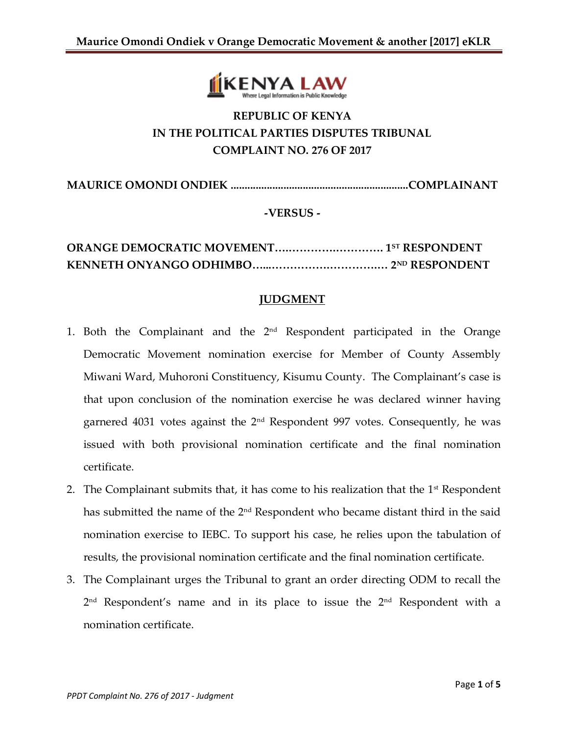REPUBLIC OF KENYA

IN THE POLITICAL PARTIES DISPUTES TRIBUNAL

COMPLAINT NO. 276 OF 2017

**MAURICE OMONDI ONDIEK ..............................................................COMPLAINANT**

**-VERSUS -**

**ORANGE DEMOCRATIC MOVEMENT………………………… 1ST RESPONDENT**

**KENNETH ONYANGO ODHIMBO…...…………………………… 2ND RESPONDENT**

## JUDGMENT

1. Both the Complainant and the 2nd Respondent participated in the Orange Democratic Movement nomination exercise for Member of County Assembly Miwani Ward, Muhoroni Constituency, Kisumu County. The Complainant's case is that upon conclusion of the nomination exercise he was declared winner having garnered 4031 votes against the 2nd Respondent 997 votes. Consequently, he was issued with both provisional nomination certificate and the final nomination certificate.
2. The Complainant submits that, it has come to his realization that the 1st Respondent has submitted the name of the 2nd Respondent who became distant third in the said nomination exercise to IEBC. To support his case, he relies upon the tabulation of results, the provisional nomination certificate and the final nomination certificate.
3. The Complainant urges the Tribunal to grant an order directing ODM to recall the 2nd Respondent's name and in its place to issue the 2nd Respondent with a nomination certificate.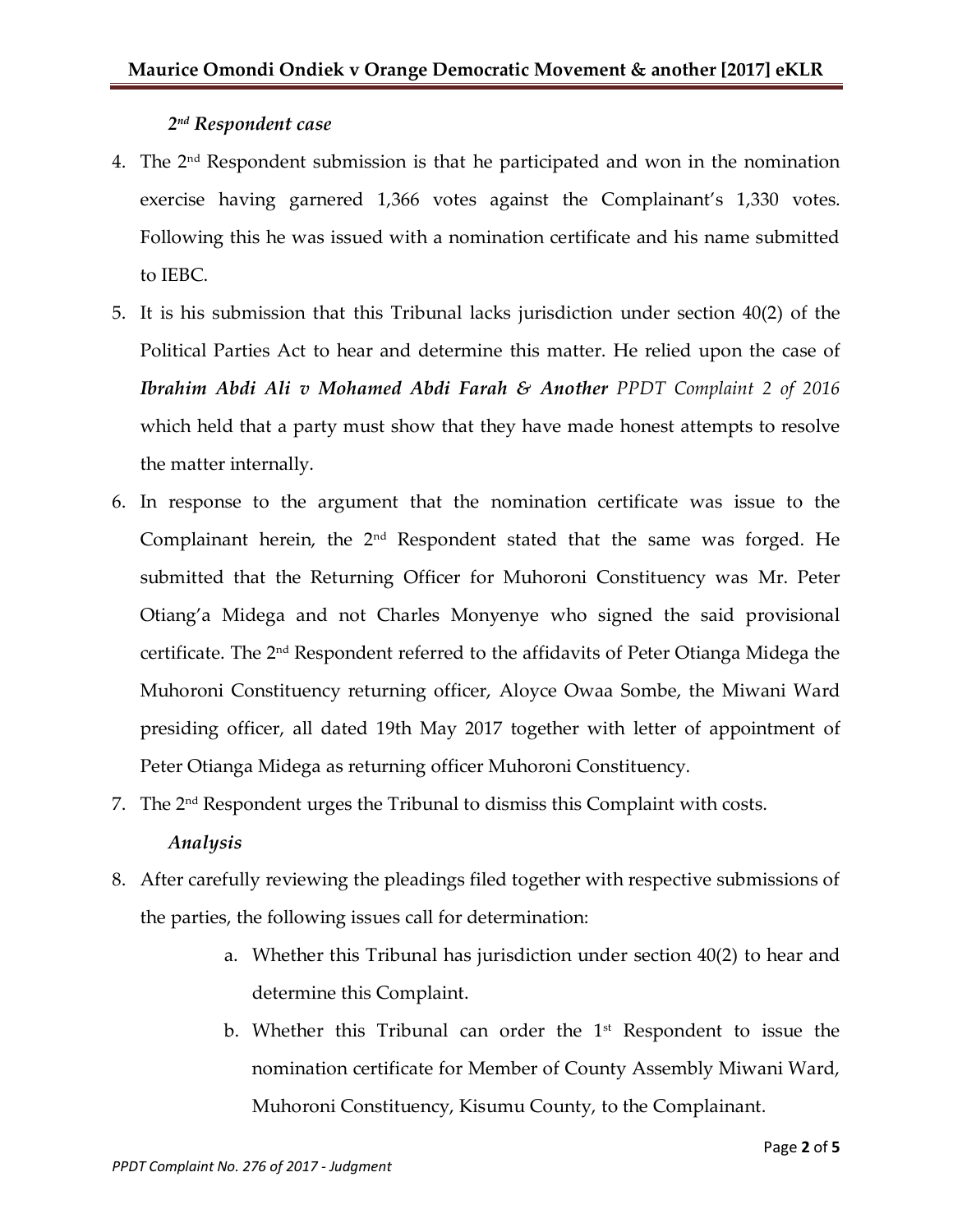### *2nd Respondent case*

4. The 2nd Respondent submission is that he participated and won in the nomination exercise having garnered 1,366 votes against the Complainant's 1,330 votes. Following this he was issued with a nomination certificate and his name submitted to IEBC.
5. It is his submission that this Tribunal lacks jurisdiction under section 40(2) of the Political Parties Act to hear and determine this matter. He relied upon the case of ***Ibrahim Abdi Ali v Mohamed Abdi Farah & Another*** *PPDT Complaint 2 of 2016* which held that a party must show that they have made honest attempts to resolve the matter internally.
6. In response to the argument that the nomination certificate was issue to the Complainant herein, the 2nd Respondent stated that the same was forged. He submitted that the Returning Officer for Muhoroni Constituency was Mr. Peter Otiang'a Midega and not Charles Monyenye who signed the said provisional certificate. The 2nd Respondent referred to the affidavits of Peter Otianga Midega the Muhoroni Constituency returning officer, Aloyce Owaa Sombe, the Miwani Ward presiding officer, all dated 19th May 2017 together with letter of appointment of Peter Otianga Midega as returning officer Muhoroni Constituency.
7. The 2nd Respondent urges the Tribunal to dismiss this Complaint with costs.

### *Analysis*

8. After carefully reviewing the pleadings filed together with respective submissions of the parties, the following issues call for determination:
   a. Whether this Tribunal has jurisdiction under section 40(2) to hear and determine this Complaint.
   b. Whether this Tribunal can order the 1st Respondent to issue the nomination certificate for Member of County Assembly Miwani Ward, Muhoroni Constituency, Kisumu County, to the Complainant.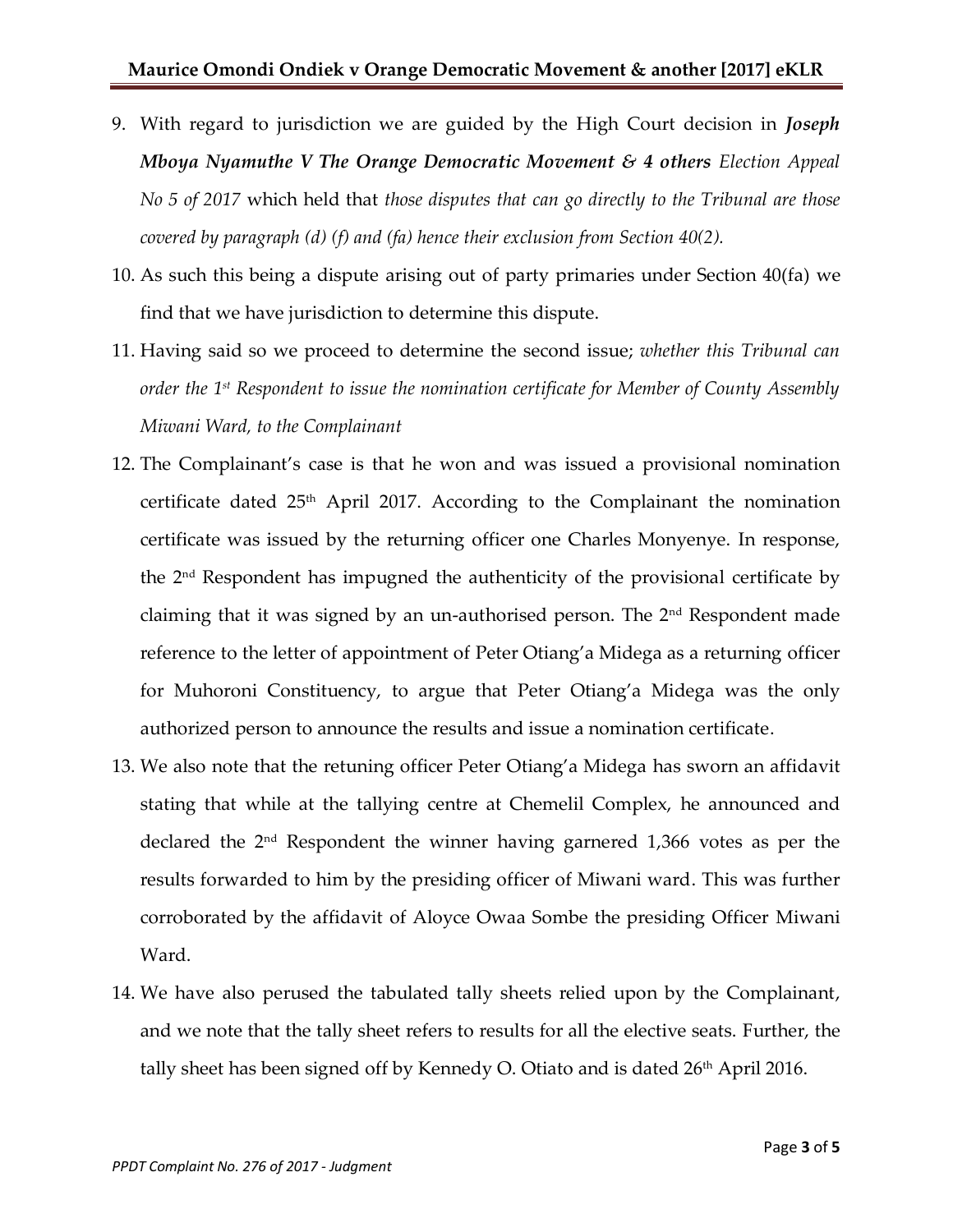9. With regard to jurisdiction we are guided by the High Court decision in ***Joseph Mboya Nyamuthe V The Orange Democratic Movement & 4 others*** *Election Appeal No 5 of 2017* which held that *those disputes that can go directly to the Tribunal are those covered by paragraph (d) (f) and (fa) hence their exclusion from Section 40(2).*
10. As such this being a dispute arising out of party primaries under Section 40(fa) we find that we have jurisdiction to determine this dispute.
11. Having said so we proceed to determine the second issue; *whether this Tribunal can order the 1st Respondent to issue the nomination certificate for Member of County Assembly Miwani Ward, to the Complainant*
12. The Complainant's case is that he won and was issued a provisional nomination certificate dated 25th April 2017. According to the Complainant the nomination certificate was issued by the returning officer one Charles Monyenye. In response, the 2nd Respondent has impugned the authenticity of the provisional certificate by claiming that it was signed by an un-authorised person. The 2nd Respondent made reference to the letter of appointment of Peter Otiang'a Midega as a returning officer for Muhoroni Constituency, to argue that Peter Otiang'a Midega was the only authorized person to announce the results and issue a nomination certificate.
13. We also note that the retuning officer Peter Otiang'a Midega has sworn an affidavit stating that while at the tallying centre at Chemelil Complex, he announced and declared the 2nd Respondent the winner having garnered 1,366 votes as per the results forwarded to him by the presiding officer of Miwani ward. This was further corroborated by the affidavit of Aloyce Owaa Sombe the presiding Officer Miwani Ward.
14. We have also perused the tabulated tally sheets relied upon by the Complainant, and we note that the tally sheet refers to results for all the elective seats. Further, the tally sheet has been signed off by Kennedy O. Otiato and is dated 26th April 2016.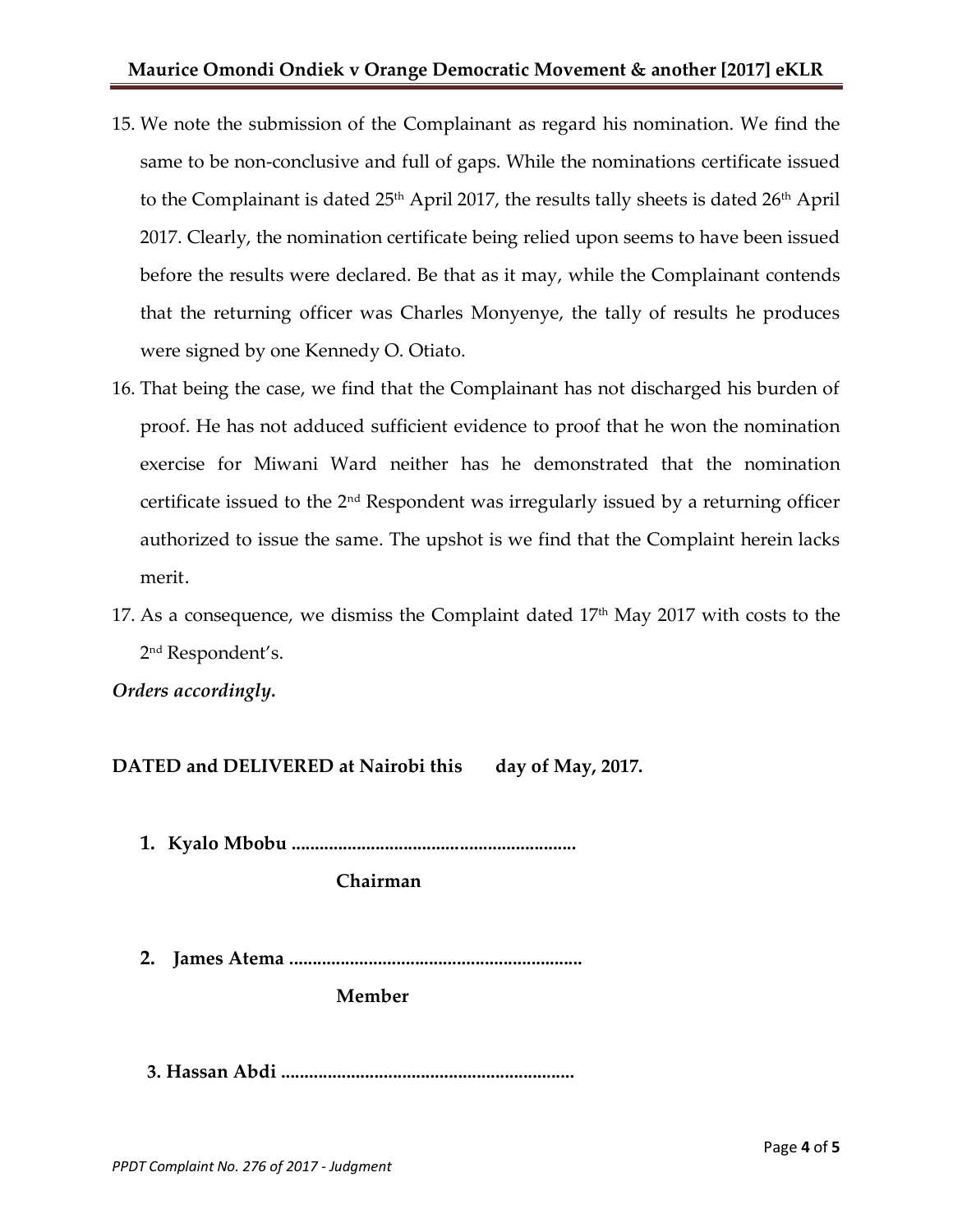15. We note the submission of the Complainant as regard his nomination. We find the same to be non-conclusive and full of gaps. While the nominations certificate issued to the Complainant is dated 25th April 2017, the results tally sheets is dated 26th April 2017. Clearly, the nomination certificate being relied upon seems to have been issued before the results were declared. Be that as it may, while the Complainant contends that the returning officer was Charles Monyenye, the tally of results he produces were signed by one Kennedy O. Otiato.

16. That being the case, we find that the Complainant has not discharged his burden of proof. He has not adduced sufficient evidence to proof that he won the nomination exercise for Miwani Ward neither has he demonstrated that the nomination certificate issued to the 2nd Respondent was irregularly issued by a returning officer authorized to issue the same. The upshot is we find that the Complaint herein lacks merit.

17. As a consequence, we dismiss the Complaint dated 17th May 2017 with costs to the 2nd Respondent's.

***Orders accordingly.***

**DATED and DELIVERED at Nairobi this      day of May, 2017.**

1. **Kyalo Mbobu ............................................................**

   **Chairman**

2. **James Atema ..............................................................**

   **Member**

3. **Hassan Abdi ..............................................................**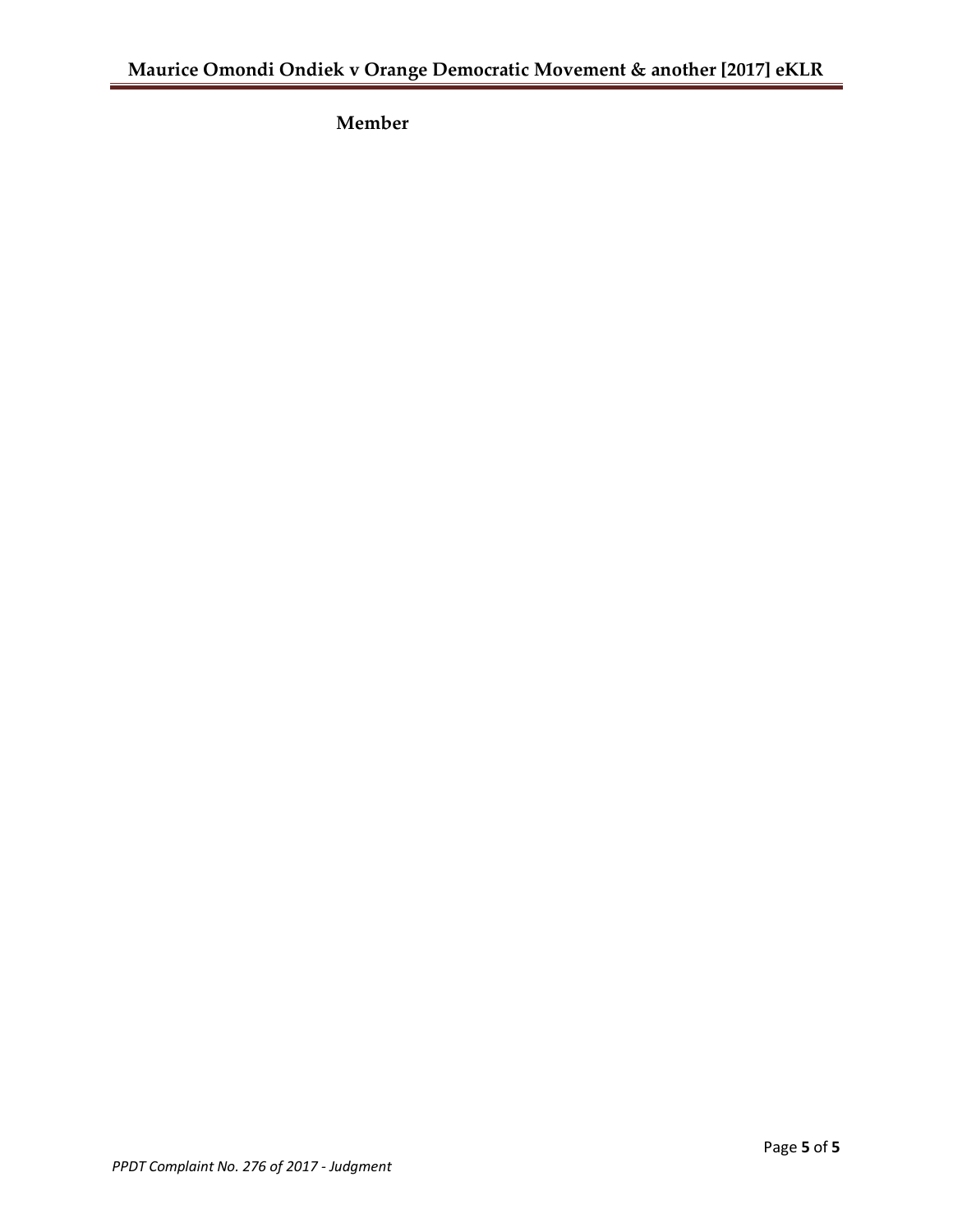**Member**